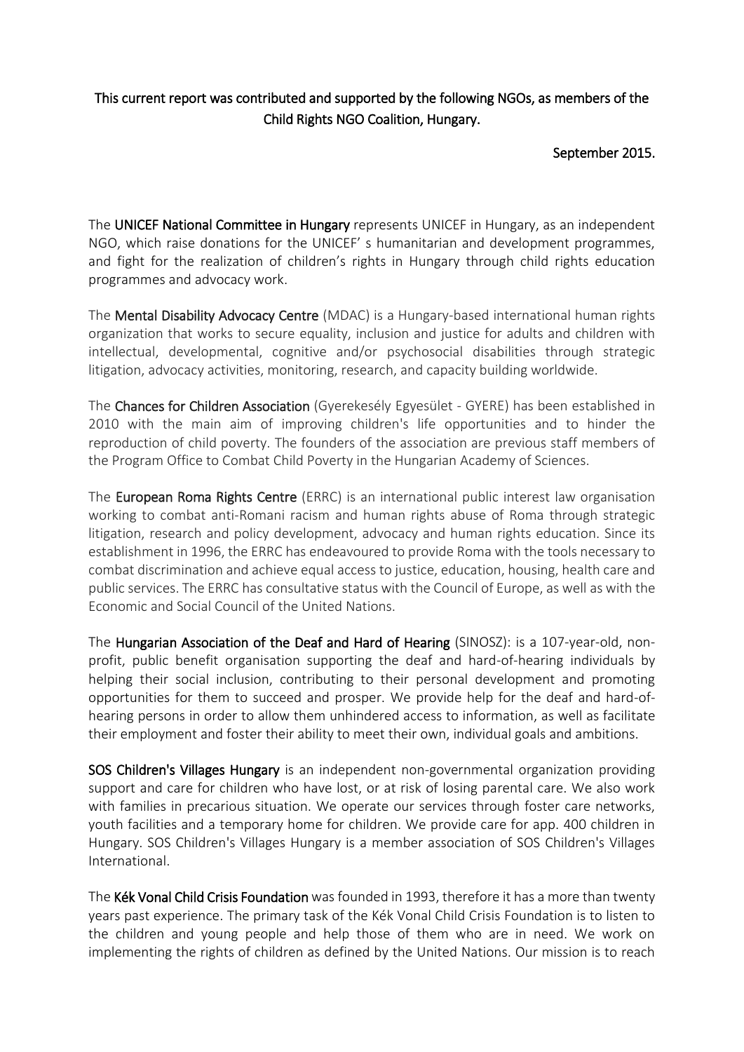**This current report was contributed and supported by the following NGOs, as members of the Child Rights NGO Coalition, Hungary.**

**September 2015.**

The **UNICEF National Committee in Hungary** represents UNICEF in Hungary, as an independent NGO, which raise donations for the UNICEF' s humanitarian and development programmes, and fight for the realization of children's rights in Hungary through child rights education programmes and advocacy work.

The **Mental Disability Advocacy Centre** (MDAC) is a Hungary-based international human rights organization that works to secure equality, inclusion and justice for adults and children with intellectual, developmental, cognitive and/or psychosocial disabilities through strategic litigation, advocacy activities, monitoring, research, and capacity building worldwide.

The **Chances for Children Association** (Gyerekesély Egyesület - GYERE) has been established in 2010 with the main aim of improving children's life opportunities and to hinder the reproduction of child poverty. The founders of the association are previous staff members of the Program Office to Combat Child Poverty in the Hungarian Academy of Sciences.

The **European Roma Rights Centre** (ERRC) is an international public interest law organisation working to combat anti-Romani racism and human rights abuse of Roma through strategic litigation, research and policy development, advocacy and human rights education. Since its establishment in 1996, the ERRC has endeavoured to provide Roma with the tools necessary to combat discrimination and achieve equal access to justice, education, housing, health care and public services. The ERRC has consultative status with the Council of Europe, as well as with the Economic and Social Council of the United Nations.

The **Hungarian Association of the Deaf and Hard of Hearing** (SINOSZ): is a 107-year-old, non-profit, public benefit organisation supporting the deaf and hard-of-hearing individuals by helping their social inclusion, contributing to their personal development and promoting opportunities for them to succeed and prosper. We provide help for the deaf and hard-of-hearing persons in order to allow them unhindered access to information, as well as facilitate their employment and foster their ability to meet their own, individual goals and ambitions.

**SOS Children's Villages Hungary** is an independent non-governmental organization providing support and care for children who have lost, or at risk of losing parental care. We also work with families in precarious situation. We operate our services through foster care networks, youth facilities and a temporary home for children. We provide care for app. 400 children in Hungary. SOS Children's Villages Hungary is a member association of SOS Children's Villages International.

The **Kék Vonal Child Crisis Foundation** was founded in 1993, therefore it has a more than twenty years past experience. The primary task of the Kék Vonal Child Crisis Foundation is to listen to the children and young people and help those of them who are in need. We work on implementing the rights of children as defined by the United Nations. Our mission is to reach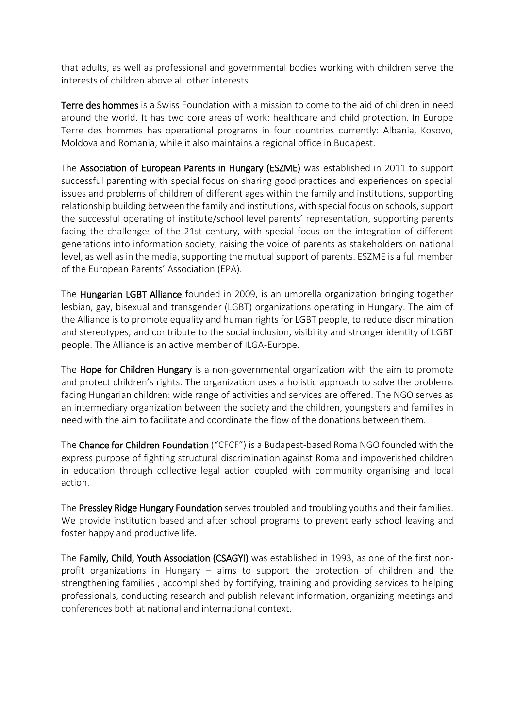that adults, as well as professional and governmental bodies working with children serve the interests of children above all other interests.

**Terre des hommes** is a Swiss Foundation with a mission to come to the aid of children in need around the world. It has two core areas of work: healthcare and child protection. In Europe Terre des hommes has operational programs in four countries currently: Albania, Kosovo, Moldova and Romania, while it also maintains a regional office in Budapest.

The **Association of European Parents in Hungary (ESZME)** was established in 2011 to support successful parenting with special focus on sharing good practices and experiences on special issues and problems of children of different ages within the family and institutions, supporting relationship building between the family and institutions, with special focus on schools, support the successful operating of institute/school level parents' representation, supporting parents facing the challenges of the 21st century, with special focus on the integration of different generations into information society, raising the voice of parents as stakeholders on national level, as well as in the media, supporting the mutual support of parents. ESZME is a full member of the European Parents' Association (EPA).

The **Hungarian LGBT Alliance** founded in 2009, is an umbrella organization bringing together lesbian, gay, bisexual and transgender (LGBT) organizations operating in Hungary. The aim of the Alliance is to promote equality and human rights for LGBT people, to reduce discrimination and stereotypes, and contribute to the social inclusion, visibility and stronger identity of LGBT people. The Alliance is an active member of ILGA-Europe.

The **Hope for Children Hungary** is a non-governmental organization with the aim to promote and protect children's rights. The organization uses a holistic approach to solve the problems facing Hungarian children: wide range of activities and services are offered. The NGO serves as an intermediary organization between the society and the children, youngsters and families in need with the aim to facilitate and coordinate the flow of the donations between them.

The **Chance for Children Foundation** ("CFCF") is a Budapest-based Roma NGO founded with the express purpose of fighting structural discrimination against Roma and impoverished children in education through collective legal action coupled with community organising and local action.

The **Pressley Ridge Hungary Foundation** serves troubled and troubling youths and their families. We provide institution based and after school programs to prevent early school leaving and foster happy and productive life.

The **Family, Child, Youth Association (CSAGYI)** was established in 1993, as one of the first non-profit organizations in Hungary – aims to support the protection of children and the strengthening families , accomplished by fortifying, training and providing services to helping professionals, conducting research and publish relevant information, organizing meetings and conferences both at national and international context.